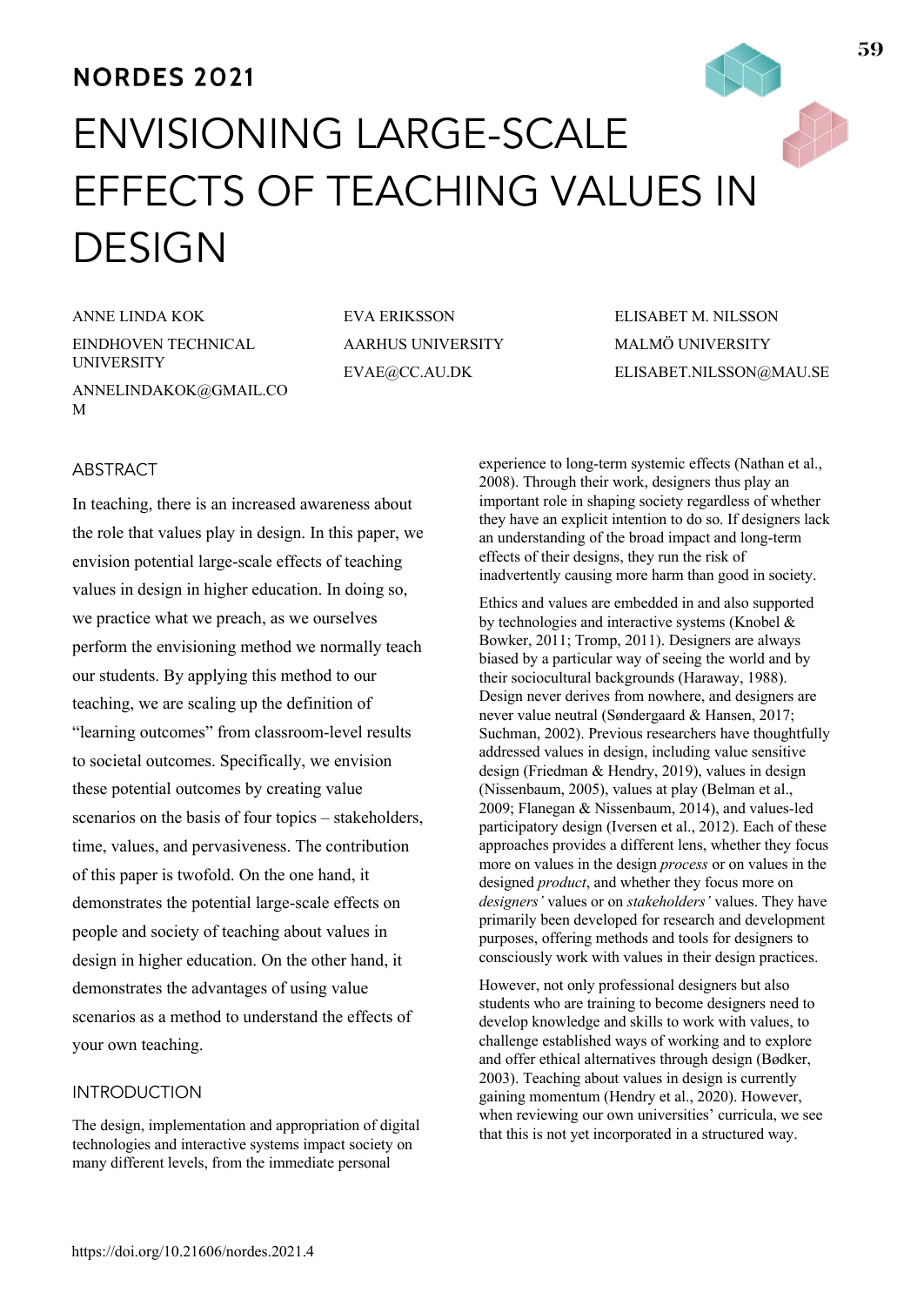NORDES 2021

# ENVISIONING LARGE-SCALE EFFECTS OF TEACHING VALUES IN DESIGN

ANNE LINDA KOK
EINDHOVEN TECHNICAL UNIVERSITY
ANNELINDAKOK@GMAIL.COM

EVA ERIKSSON
AARHUS UNIVERSITY
EVAE@CC.AU.DK

ELISABET M. NILSSON
MALMÖ UNIVERSITY
ELISABET.NILSSON@MAU.SE

## ABSTRACT

In teaching, there is an increased awareness about the role that values play in design. In this paper, we envision potential large-scale effects of teaching values in design in higher education. In doing so, we practice what we preach, as we ourselves perform the envisioning method we normally teach our students. By applying this method to our teaching, we are scaling up the definition of "learning outcomes" from classroom-level results to societal outcomes. Specifically, we envision these potential outcomes by creating value scenarios on the basis of four topics – stakeholders, time, values, and pervasiveness. The contribution of this paper is twofold. On the one hand, it demonstrates the potential large-scale effects on people and society of teaching about values in design in higher education. On the other hand, it demonstrates the advantages of using value scenarios as a method to understand the effects of your own teaching.

## INTRODUCTION

The design, implementation and appropriation of digital technologies and interactive systems impact society on many different levels, from the immediate personal experience to long-term systemic effects (Nathan et al., 2008). Through their work, designers thus play an important role in shaping society regardless of whether they have an explicit intention to do so. If designers lack an understanding of the broad impact and long-term effects of their designs, they run the risk of inadvertently causing more harm than good in society.

Ethics and values are embedded in and also supported by technologies and interactive systems (Knobel & Bowker, 2011; Tromp, 2011). Designers are always biased by a particular way of seeing the world and by their sociocultural backgrounds (Haraway, 1988). Design never derives from nowhere, and designers are never value neutral (Søndergaard & Hansen, 2017; Suchman, 2002). Previous researchers have thoughtfully addressed values in design, including value sensitive design (Friedman & Hendry, 2019), values in design (Nissenbaum, 2005), values at play (Belman et al., 2009; Flanegan & Nissenbaum, 2014), and values-led participatory design (Iversen et al., 2012). Each of these approaches provides a different lens, whether they focus more on values in the design *process* or on values in the designed *product*, and whether they focus more on *designers'* values or on *stakeholders'* values. They have primarily been developed for research and development purposes, offering methods and tools for designers to consciously work with values in their design practices.

However, not only professional designers but also students who are training to become designers need to develop knowledge and skills to work with values, to challenge established ways of working and to explore and offer ethical alternatives through design (Bødker, 2003). Teaching about values in design is currently gaining momentum (Hendry et al., 2020). However, when reviewing our own universities' curricula, we see that this is not yet incorporated in a structured way.

https://doi.org/10.21606/nordes.2021.4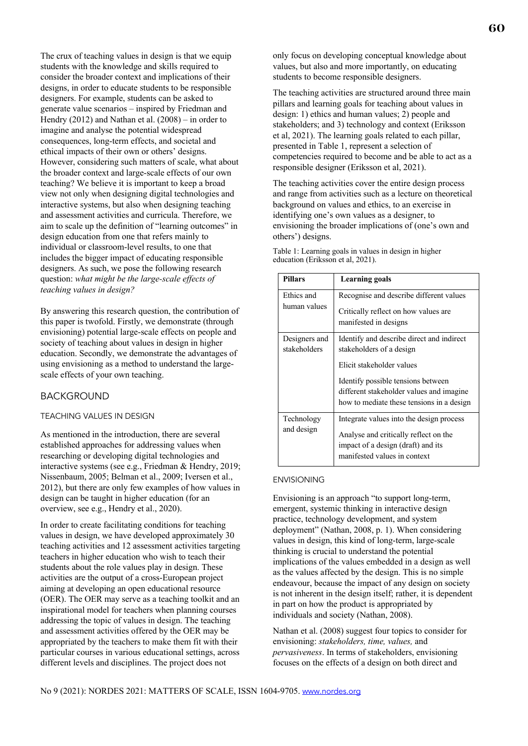The crux of teaching values in design is that we equip students with the knowledge and skills required to consider the broader context and implications of their designs, in order to educate students to be responsible designers. For example, students can be asked to generate value scenarios – inspired by Friedman and Hendry (2012) and Nathan et al. (2008) – in order to imagine and analyse the potential widespread consequences, long-term effects, and societal and ethical impacts of their own or others' designs. However, considering such matters of scale, what about the broader context and large-scale effects of our own teaching? We believe it is important to keep a broad view not only when designing digital technologies and interactive systems, but also when designing teaching and assessment activities and curricula. Therefore, we aim to scale up the definition of "learning outcomes" in design education from one that refers mainly to individual or classroom-level results, to one that includes the bigger impact of educating responsible designers. As such, we pose the following research question: *what might be the large-scale effects of teaching values in design?*

By answering this research question, the contribution of this paper is twofold. Firstly, we demonstrate (through envisioning) potential large-scale effects on people and society of teaching about values in design in higher education. Secondly, we demonstrate the advantages of using envisioning as a method to understand the large-scale effects of your own teaching.

## BACKGROUND

### TEACHING VALUES IN DESIGN

As mentioned in the introduction, there are several established approaches for addressing values when researching or developing digital technologies and interactive systems (see e.g., Friedman & Hendry, 2019; Nissenbaum, 2005; Belman et al., 2009; Iversen et al., 2012), but there are only few examples of how values in design can be taught in higher education (for an overview, see e.g., Hendry et al., 2020).

In order to create facilitating conditions for teaching values in design, we have developed approximately 30 teaching activities and 12 assessment activities targeting teachers in higher education who wish to teach their students about the role values play in design. These activities are the output of a cross-European project aiming at developing an open educational resource (OER). The OER may serve as a teaching toolkit and an inspirational model for teachers when planning courses addressing the topic of values in design. The teaching and assessment activities offered by the OER may be appropriated by the teachers to make them fit with their particular courses in various educational settings, across different levels and disciplines. The project does not only focus on developing conceptual knowledge about values, but also and more importantly, on educating students to become responsible designers.

The teaching activities are structured around three main pillars and learning goals for teaching about values in design: 1) ethics and human values; 2) people and stakeholders; and 3) technology and context (Eriksson et al, 2021). The learning goals related to each pillar, presented in Table 1, represent a selection of competencies required to become and be able to act as a responsible designer (Eriksson et al, 2021).

The teaching activities cover the entire design process and range from activities such as a lecture on theoretical background on values and ethics, to an exercise in identifying one's own values as a designer, to envisioning the broader implications of (one's own and others') designs.

Table 1: Learning goals in values in design in higher education (Eriksson et al, 2021).

| Pillars | Learning goals |
|---|---|
| Ethics and human values | Recognise and describe different values<br><br>Critically reflect on how values are manifested in designs |
| Designers and stakeholders | Identify and describe direct and indirect stakeholders of a design<br><br>Elicit stakeholder values<br><br>Identify possible tensions between different stakeholder values and imagine how to mediate these tensions in a design |
| Technology and design | Integrate values into the design process<br><br>Analyse and critically reflect on the impact of a design (draft) and its manifested values in context |

### ENVISIONING

Envisioning is an approach "to support long-term, emergent, systemic thinking in interactive design practice, technology development, and system deployment" (Nathan, 2008, p. 1). When considering values in design, this kind of long-term, large-scale thinking is crucial to understand the potential implications of the values embedded in a design as well as the values affected by the design. This is no simple endeavour, because the impact of any design on society is not inherent in the design itself; rather, it is dependent in part on how the product is appropriated by individuals and society (Nathan, 2008).

Nathan et al. (2008) suggest four topics to consider for envisioning: *stakeholders, time, values,* and *pervasiveness*. In terms of stakeholders, envisioning focuses on the effects of a design on both direct and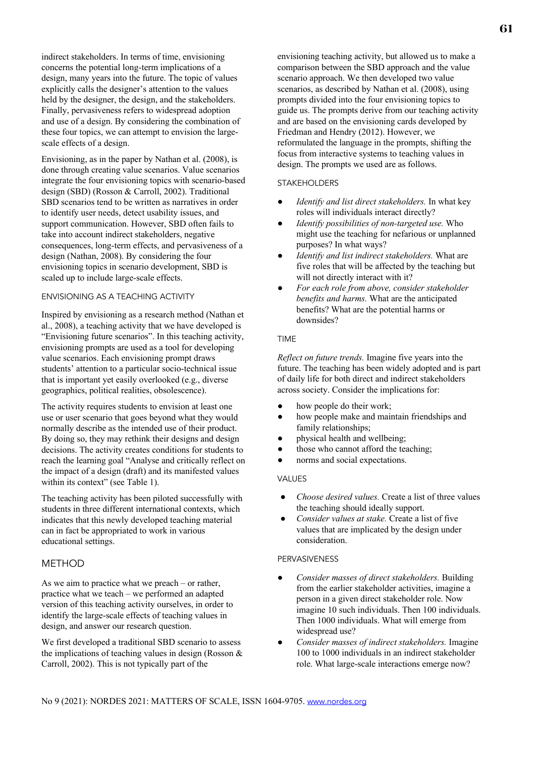indirect stakeholders. In terms of time, envisioning concerns the potential long-term implications of a design, many years into the future. The topic of values explicitly calls the designer's attention to the values held by the designer, the design, and the stakeholders. Finally, pervasiveness refers to widespread adoption and use of a design. By considering the combination of these four topics, we can attempt to envision the large-scale effects of a design.

Envisioning, as in the paper by Nathan et al. (2008), is done through creating value scenarios. Value scenarios integrate the four envisioning topics with scenario-based design (SBD) (Rosson & Carroll, 2002). Traditional SBD scenarios tend to be written as narratives in order to identify user needs, detect usability issues, and support communication. However, SBD often fails to take into account indirect stakeholders, negative consequences, long-term effects, and pervasiveness of a design (Nathan, 2008). By considering the four envisioning topics in scenario development, SBD is scaled up to include large-scale effects.

### ENVISIONING AS A TEACHING ACTIVITY

Inspired by envisioning as a research method (Nathan et al., 2008), a teaching activity that we have developed is "Envisioning future scenarios". In this teaching activity, envisioning prompts are used as a tool for developing value scenarios. Each envisioning prompt draws students' attention to a particular socio-technical issue that is important yet easily overlooked (e.g., diverse geographics, political realities, obsolescence).

The activity requires students to envision at least one use or user scenario that goes beyond what they would normally describe as the intended use of their product. By doing so, they may rethink their designs and design decisions. The activity creates conditions for students to reach the learning goal "Analyse and critically reflect on the impact of a design (draft) and its manifested values within its context" (see Table 1).

The teaching activity has been piloted successfully with students in three different international contexts, which indicates that this newly developed teaching material can in fact be appropriated to work in various educational settings.

## METHOD

As we aim to practice what we preach – or rather, practice what we teach – we performed an adapted version of this teaching activity ourselves, in order to identify the large-scale effects of teaching values in design, and answer our research question.

We first developed a traditional SBD scenario to assess the implications of teaching values in design (Rosson & Carroll, 2002). This is not typically part of the envisioning teaching activity, but allowed us to make a comparison between the SBD approach and the value scenario approach. We then developed two value scenarios, as described by Nathan et al. (2008), using prompts divided into the four envisioning topics to guide us. The prompts derive from our teaching activity and are based on the envisioning cards developed by Friedman and Hendry (2012). However, we reformulated the language in the prompts, shifting the focus from interactive systems to teaching values in design. The prompts we used are as follows.

### STAKEHOLDERS

- *Identify and list direct stakeholders.* In what key roles will individuals interact directly?
- *Identify possibilities of non-targeted use.* Who might use the teaching for nefarious or unplanned purposes? In what ways?
- *Identify and list indirect stakeholders.* What are five roles that will be affected by the teaching but will not directly interact with it?
- *For each role from above, consider stakeholder benefits and harms.* What are the anticipated benefits? What are the potential harms or downsides?

### TIME

*Reflect on future trends.* Imagine five years into the future. The teaching has been widely adopted and is part of daily life for both direct and indirect stakeholders across society. Consider the implications for:

- how people do their work;
- how people make and maintain friendships and family relationships;
- physical health and wellbeing;
- those who cannot afford the teaching;
- norms and social expectations.

### VALUES

- *Choose desired values.* Create a list of three values the teaching should ideally support.
- *Consider values at stake.* Create a list of five values that are implicated by the design under consideration.

### PERVASIVENESS

- *Consider masses of direct stakeholders.* Building from the earlier stakeholder activities, imagine a person in a given direct stakeholder role. Now imagine 10 such individuals. Then 100 individuals. Then 1000 individuals. What will emerge from widespread use?
- *Consider masses of indirect stakeholders.* Imagine 100 to 1000 individuals in an indirect stakeholder role. What large-scale interactions emerge now?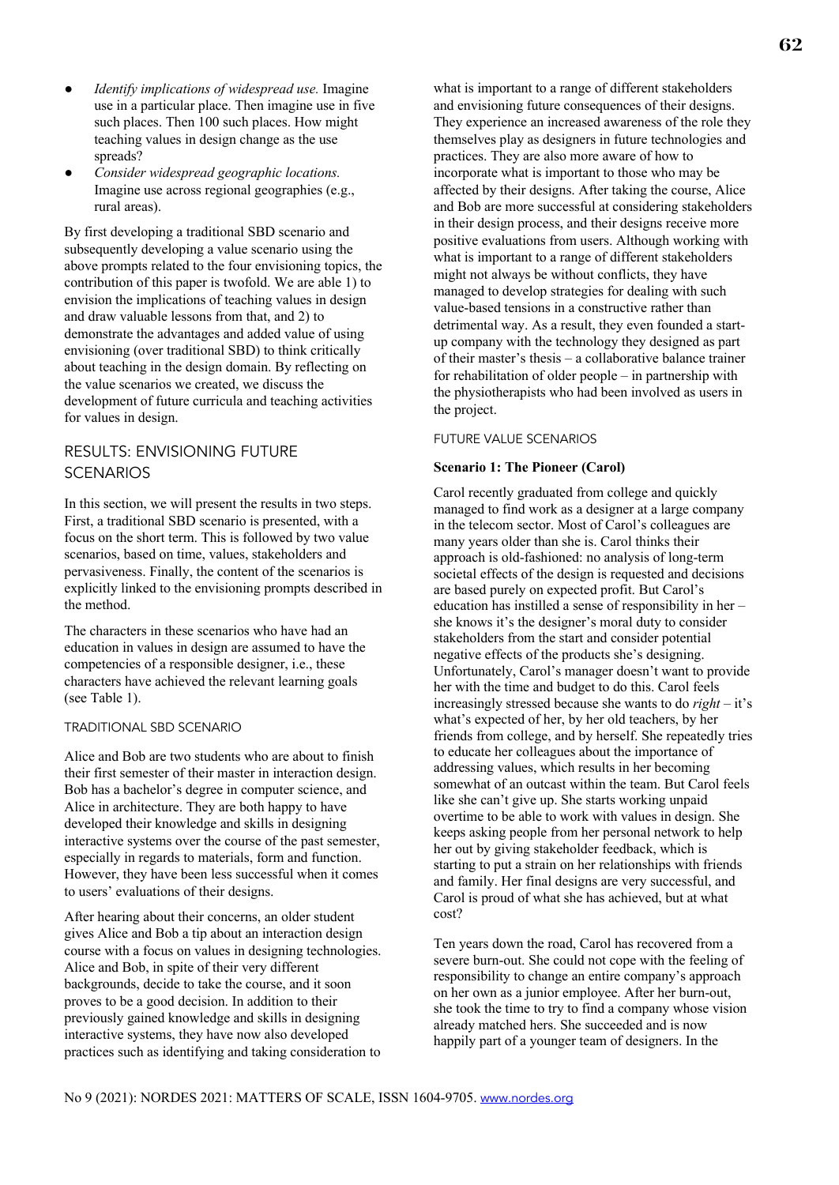- *Identify implications of widespread use.* Imagine use in a particular place. Then imagine use in five such places. Then 100 such places. How might teaching values in design change as the use spreads?
- *Consider widespread geographic locations.* Imagine use across regional geographies (e.g., rural areas).

By first developing a traditional SBD scenario and subsequently developing a value scenario using the above prompts related to the four envisioning topics, the contribution of this paper is twofold. We are able 1) to envision the implications of teaching values in design and draw valuable lessons from that, and 2) to demonstrate the advantages and added value of using envisioning (over traditional SBD) to think critically about teaching in the design domain. By reflecting on the value scenarios we created, we discuss the development of future curricula and teaching activities for values in design.

## RESULTS: ENVISIONING FUTURE SCENARIOS

In this section, we will present the results in two steps. First, a traditional SBD scenario is presented, with a focus on the short term. This is followed by two value scenarios, based on time, values, stakeholders and pervasiveness. Finally, the content of the scenarios is explicitly linked to the envisioning prompts described in the method.

The characters in these scenarios who have had an education in values in design are assumed to have the competencies of a responsible designer, i.e., these characters have achieved the relevant learning goals (see Table 1).

### TRADITIONAL SBD SCENARIO

Alice and Bob are two students who are about to finish their first semester of their master in interaction design. Bob has a bachelor's degree in computer science, and Alice in architecture. They are both happy to have developed their knowledge and skills in designing interactive systems over the course of the past semester, especially in regards to materials, form and function. However, they have been less successful when it comes to users' evaluations of their designs.

After hearing about their concerns, an older student gives Alice and Bob a tip about an interaction design course with a focus on values in designing technologies. Alice and Bob, in spite of their very different backgrounds, decide to take the course, and it soon proves to be a good decision. In addition to their previously gained knowledge and skills in designing interactive systems, they have now also developed practices such as identifying and taking consideration to what is important to a range of different stakeholders and envisioning future consequences of their designs. They experience an increased awareness of the role they themselves play as designers in future technologies and practices. They are also more aware of how to incorporate what is important to those who may be affected by their designs. After taking the course, Alice and Bob are more successful at considering stakeholders in their design process, and their designs receive more positive evaluations from users. Although working with what is important to a range of different stakeholders might not always be without conflicts, they have managed to develop strategies for dealing with such value-based tensions in a constructive rather than detrimental way. As a result, they even founded a start-up company with the technology they designed as part of their master's thesis – a collaborative balance trainer for rehabilitation of older people – in partnership with the physiotherapists who had been involved as users in the project.

### FUTURE VALUE SCENARIOS

**Scenario 1: The Pioneer (Carol)**

Carol recently graduated from college and quickly managed to find work as a designer at a large company in the telecom sector. Most of Carol's colleagues are many years older than she is. Carol thinks their approach is old-fashioned: no analysis of long-term societal effects of the design is requested and decisions are based purely on expected profit. But Carol's education has instilled a sense of responsibility in her – she knows it's the designer's moral duty to consider stakeholders from the start and consider potential negative effects of the products she's designing. Unfortunately, Carol's manager doesn't want to provide her with the time and budget to do this. Carol feels increasingly stressed because she wants to do *right* – it's what's expected of her, by her old teachers, by her friends from college, and by herself. She repeatedly tries to educate her colleagues about the importance of addressing values, which results in her becoming somewhat of an outcast within the team. But Carol feels like she can't give up. She starts working unpaid overtime to be able to work with values in design. She keeps asking people from her personal network to help her out by giving stakeholder feedback, which is starting to put a strain on her relationships with friends and family. Her final designs are very successful, and Carol is proud of what she has achieved, but at what cost?

Ten years down the road, Carol has recovered from a severe burn-out. She could not cope with the feeling of responsibility to change an entire company's approach on her own as a junior employee. After her burn-out, she took the time to try to find a company whose vision already matched hers. She succeeded and is now happily part of a younger team of designers. In the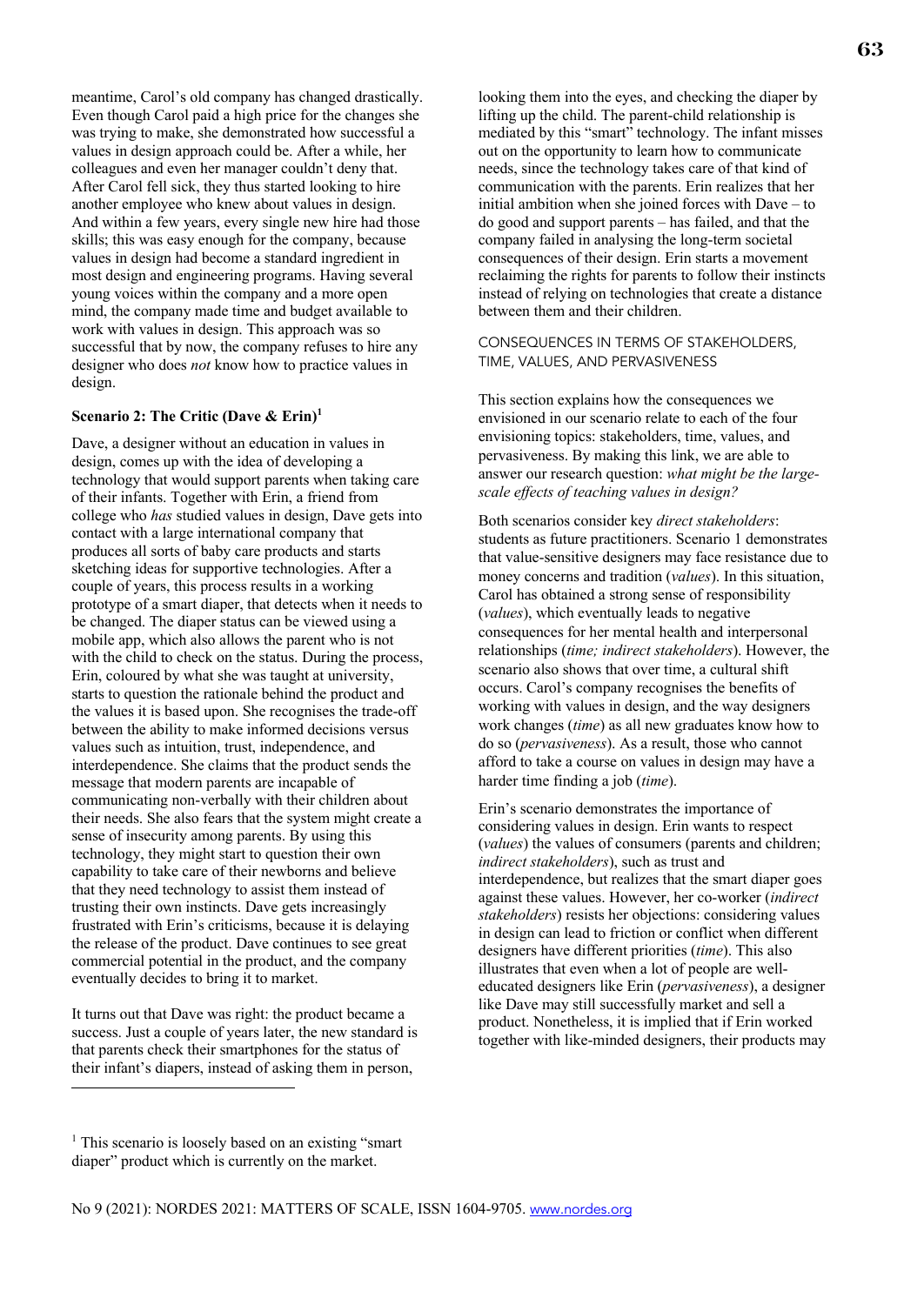meantime, Carol's old company has changed drastically. Even though Carol paid a high price for the changes she was trying to make, she demonstrated how successful a values in design approach could be. After a while, her colleagues and even her manager couldn't deny that. After Carol fell sick, they thus started looking to hire another employee who knew about values in design. And within a few years, every single new hire had those skills; this was easy enough for the company, because values in design had become a standard ingredient in most design and engineering programs. Having several young voices within the company and a more open mind, the company made time and budget available to work with values in design. This approach was so successful that by now, the company refuses to hire any designer who does *not* know how to practice values in design.

**Scenario 2: The Critic (Dave & Erin)[1]**

Dave, a designer without an education in values in design, comes up with the idea of developing a technology that would support parents when taking care of their infants. Together with Erin, a friend from college who *has* studied values in design, Dave gets into contact with a large international company that produces all sorts of baby care products and starts sketching ideas for supportive technologies. After a couple of years, this process results in a working prototype of a smart diaper, that detects when it needs to be changed. The diaper status can be viewed using a mobile app, which also allows the parent who is not with the child to check on the status. During the process, Erin, coloured by what she was taught at university, starts to question the rationale behind the product and the values it is based upon. She recognises the trade-off between the ability to make informed decisions versus values such as intuition, trust, independence, and interdependence. She claims that the product sends the message that modern parents are incapable of communicating non-verbally with their children about their needs. She also fears that the system might create a sense of insecurity among parents. By using this technology, they might start to question their own capability to take care of their newborns and believe that they need technology to assist them instead of trusting their own instincts. Dave gets increasingly frustrated with Erin's criticisms, because it is delaying the release of the product. Dave continues to see great commercial potential in the product, and the company eventually decides to bring it to market.

It turns out that Dave was right: the product became a success. Just a couple of years later, the new standard is that parents check their smartphones for the status of their infant's diapers, instead of asking them in person, looking them into the eyes, and checking the diaper by lifting up the child. The parent-child relationship is mediated by this "smart" technology. The infant misses out on the opportunity to learn how to communicate needs, since the technology takes care of that kind of communication with the parents. Erin realizes that her initial ambition when she joined forces with Dave – to do good and support parents – has failed, and that the company failed in analysing the long-term societal consequences of their design. Erin starts a movement reclaiming the rights for parents to follow their instincts instead of relying on technologies that create a distance between them and their children.

## CONSEQUENCES IN TERMS OF STAKEHOLDERS, TIME, VALUES, AND PERVASIVENESS

This section explains how the consequences we envisioned in our scenario relate to each of the four envisioning topics: stakeholders, time, values, and pervasiveness. By making this link, we are able to answer our research question: *what might be the large-scale effects of teaching values in design?*

Both scenarios consider key *direct stakeholders*: students as future practitioners. Scenario 1 demonstrates that value-sensitive designers may face resistance due to money concerns and tradition (*values*). In this situation, Carol has obtained a strong sense of responsibility (*values*), which eventually leads to negative consequences for her mental health and interpersonal relationships (*time; indirect stakeholders*). However, the scenario also shows that over time, a cultural shift occurs. Carol's company recognises the benefits of working with values in design, and the way designers work changes (*time*) as all new graduates know how to do so (*pervasiveness*). As a result, those who cannot afford to take a course on values in design may have a harder time finding a job (*time*).

Erin's scenario demonstrates the importance of considering values in design. Erin wants to respect (*values*) the values of consumers (parents and children; *indirect stakeholders*), such as trust and interdependence, but realizes that the smart diaper goes against these values. However, her co-worker (*indirect stakeholders*) resists her objections: considering values in design can lead to friction or conflict when different designers have different priorities (*time*). This also illustrates that even when a lot of people are well-educated designers like Erin (*pervasiveness*), a designer like Dave may still successfully market and sell a product. Nonetheless, it is implied that if Erin worked together with like-minded designers, their products may

[1] This scenario is loosely based on an existing "smart diaper" product which is currently on the market.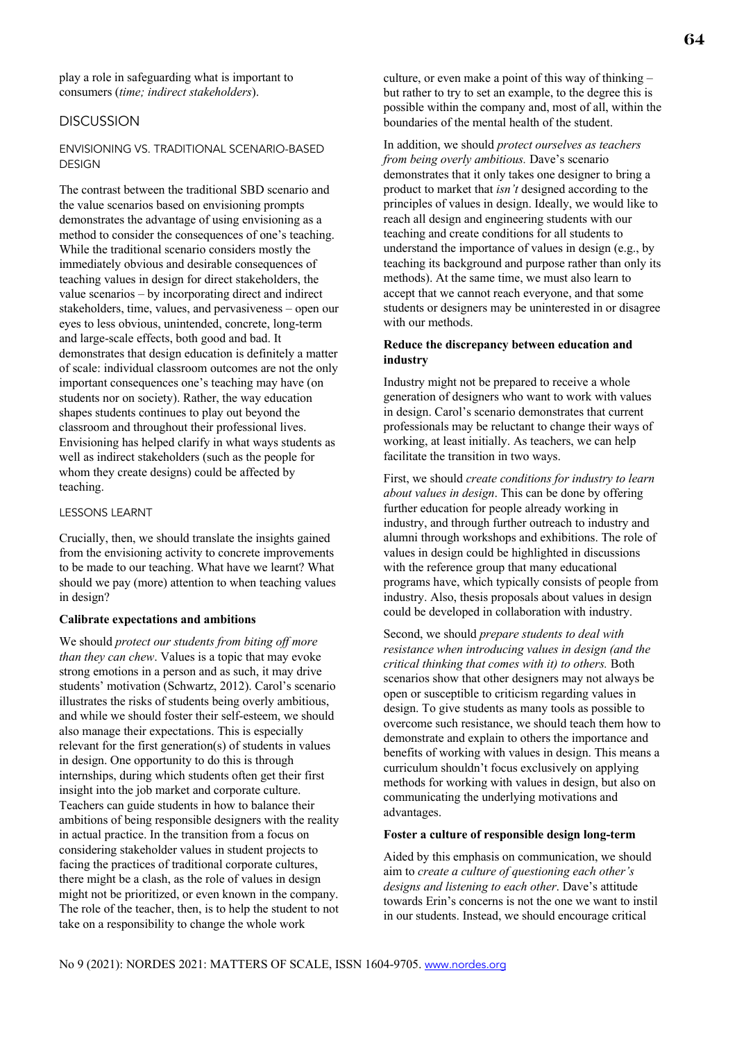play a role in safeguarding what is important to consumers (*time; indirect stakeholders*).

## DISCUSSION

### ENVISIONING VS. TRADITIONAL SCENARIO-BASED DESIGN

The contrast between the traditional SBD scenario and the value scenarios based on envisioning prompts demonstrates the advantage of using envisioning as a method to consider the consequences of one's teaching. While the traditional scenario considers mostly the immediately obvious and desirable consequences of teaching values in design for direct stakeholders, the value scenarios – by incorporating direct and indirect stakeholders, time, values, and pervasiveness – open our eyes to less obvious, unintended, concrete, long-term and large-scale effects, both good and bad. It demonstrates that design education is definitely a matter of scale: individual classroom outcomes are not the only important consequences one's teaching may have (on students nor on society). Rather, the way education shapes students continues to play out beyond the classroom and throughout their professional lives. Envisioning has helped clarify in what ways students as well as indirect stakeholders (such as the people for whom they create designs) could be affected by teaching.

### LESSONS LEARNT

Crucially, then, we should translate the insights gained from the envisioning activity to concrete improvements to be made to our teaching. What have we learnt? What should we pay (more) attention to when teaching values in design?

#### Calibrate expectations and ambitions

We should *protect our students from biting off more than they can chew*. Values is a topic that may evoke strong emotions in a person and as such, it may drive students' motivation (Schwartz, 2012). Carol's scenario illustrates the risks of students being overly ambitious, and while we should foster their self-esteem, we should also manage their expectations. This is especially relevant for the first generation(s) of students in values in design. One opportunity to do this is through internships, during which students often get their first insight into the job market and corporate culture. Teachers can guide students in how to balance their ambitions of being responsible designers with the reality in actual practice. In the transition from a focus on considering stakeholder values in student projects to facing the practices of traditional corporate cultures, there might be a clash, as the role of values in design might not be prioritized, or even known in the company. The role of the teacher, then, is to help the student to not take on a responsibility to change the whole work culture, or even make a point of this way of thinking – but rather to try to set an example, to the degree this is possible within the company and, most of all, within the boundaries of the mental health of the student.

In addition, we should *protect ourselves as teachers from being overly ambitious.* Dave's scenario demonstrates that it only takes one designer to bring a product to market that *isn't* designed according to the principles of values in design. Ideally, we would like to reach all design and engineering students with our teaching and create conditions for all students to understand the importance of values in design (e.g., by teaching its background and purpose rather than only its methods). At the same time, we must also learn to accept that we cannot reach everyone, and that some students or designers may be uninterested in or disagree with our methods.

#### Reduce the discrepancy between education and industry

Industry might not be prepared to receive a whole generation of designers who want to work with values in design. Carol's scenario demonstrates that current professionals may be reluctant to change their ways of working, at least initially. As teachers, we can help facilitate the transition in two ways.

First, we should *create conditions for industry to learn about values in design*. This can be done by offering further education for people already working in industry, and through further outreach to industry and alumni through workshops and exhibitions. The role of values in design could be highlighted in discussions with the reference group that many educational programs have, which typically consists of people from industry. Also, thesis proposals about values in design could be developed in collaboration with industry.

Second, we should *prepare students to deal with resistance when introducing values in design (and the critical thinking that comes with it) to others.* Both scenarios show that other designers may not always be open or susceptible to criticism regarding values in design. To give students as many tools as possible to overcome such resistance, we should teach them how to demonstrate and explain to others the importance and benefits of working with values in design. This means a curriculum shouldn't focus exclusively on applying methods for working with values in design, but also on communicating the underlying motivations and advantages.

#### Foster a culture of responsible design long-term

Aided by this emphasis on communication, we should aim to *create a culture of questioning each other's designs and listening to each other*. Dave's attitude towards Erin's concerns is not the one we want to instil in our students. Instead, we should encourage critical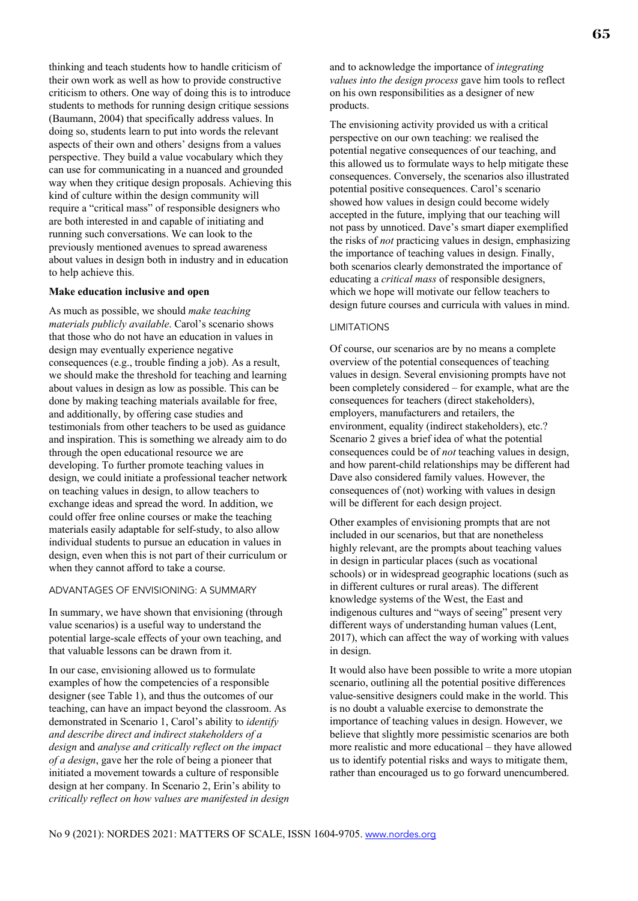thinking and teach students how to handle criticism of their own work as well as how to provide constructive criticism to others. One way of doing this is to introduce students to methods for running design critique sessions (Baumann, 2004) that specifically address values. In doing so, students learn to put into words the relevant aspects of their own and others' designs from a values perspective. They build a value vocabulary which they can use for communicating in a nuanced and grounded way when they critique design proposals. Achieving this kind of culture within the design community will require a "critical mass" of responsible designers who are both interested in and capable of initiating and running such conversations. We can look to the previously mentioned avenues to spread awareness about values in design both in industry and in education to help achieve this.

**Make education inclusive and open**

As much as possible, we should *make teaching materials publicly available*. Carol's scenario shows that those who do not have an education in values in design may eventually experience negative consequences (e.g., trouble finding a job). As a result, we should make the threshold for teaching and learning about values in design as low as possible. This can be done by making teaching materials available for free, and additionally, by offering case studies and testimonials from other teachers to be used as guidance and inspiration. This is something we already aim to do through the open educational resource we are developing. To further promote teaching values in design, we could initiate a professional teacher network on teaching values in design, to allow teachers to exchange ideas and spread the word. In addition, we could offer free online courses or make the teaching materials easily adaptable for self-study, to also allow individual students to pursue an education in values in design, even when this is not part of their curriculum or when they cannot afford to take a course.

## ADVANTAGES OF ENVISIONING: A SUMMARY

In summary, we have shown that envisioning (through value scenarios) is a useful way to understand the potential large-scale effects of your own teaching, and that valuable lessons can be drawn from it.

In our case, envisioning allowed us to formulate examples of how the competencies of a responsible designer (see Table 1), and thus the outcomes of our teaching, can have an impact beyond the classroom. As demonstrated in Scenario 1, Carol's ability to *identify and describe direct and indirect stakeholders of a design* and *analyse and critically reflect on the impact of a design*, gave her the role of being a pioneer that initiated a movement towards a culture of responsible design at her company. In Scenario 2, Erin's ability to *critically reflect on how values are manifested in design* and to acknowledge the importance of *integrating values into the design process* gave him tools to reflect on his own responsibilities as a designer of new products.

The envisioning activity provided us with a critical perspective on our own teaching: we realised the potential negative consequences of our teaching, and this allowed us to formulate ways to help mitigate these consequences. Conversely, the scenarios also illustrated potential positive consequences. Carol's scenario showed how values in design could become widely accepted in the future, implying that our teaching will not pass by unnoticed. Dave's smart diaper exemplified the risks of *not* practicing values in design, emphasizing the importance of teaching values in design. Finally, both scenarios clearly demonstrated the importance of educating a *critical mass* of responsible designers, which we hope will motivate our fellow teachers to design future courses and curricula with values in mind.

## LIMITATIONS

Of course, our scenarios are by no means a complete overview of the potential consequences of teaching values in design. Several envisioning prompts have not been completely considered – for example, what are the consequences for teachers (direct stakeholders), employers, manufacturers and retailers, the environment, equality (indirect stakeholders), etc.? Scenario 2 gives a brief idea of what the potential consequences could be of *not* teaching values in design, and how parent-child relationships may be different had Dave also considered family values. However, the consequences of (not) working with values in design will be different for each design project.

Other examples of envisioning prompts that are not included in our scenarios, but that are nonetheless highly relevant, are the prompts about teaching values in design in particular places (such as vocational schools) or in widespread geographic locations (such as in different cultures or rural areas). The different knowledge systems of the West, the East and indigenous cultures and "ways of seeing" present very different ways of understanding human values (Lent, 2017), which can affect the way of working with values in design.

It would also have been possible to write a more utopian scenario, outlining all the potential positive differences value-sensitive designers could make in the world. This is no doubt a valuable exercise to demonstrate the importance of teaching values in design. However, we believe that slightly more pessimistic scenarios are both more realistic and more educational – they have allowed us to identify potential risks and ways to mitigate them, rather than encouraged us to go forward unencumbered.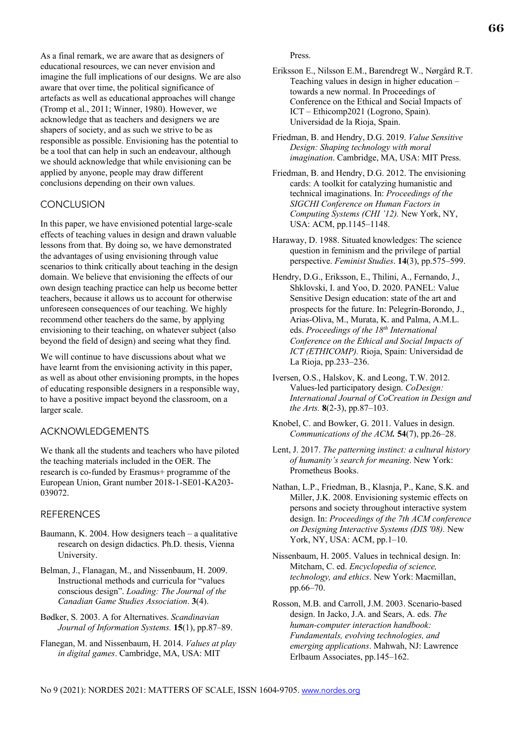As a final remark, we are aware that as designers of educational resources, we can never envision and imagine the full implications of our designs. We are also aware that over time, the political significance of artefacts as well as educational approaches will change (Tromp et al., 2011; Winner, 1980). However, we acknowledge that as teachers and designers we are shapers of society, and as such we strive to be as responsible as possible. Envisioning has the potential to be a tool that can help in such an endeavour, although we should acknowledge that while envisioning can be applied by anyone, people may draw different conclusions depending on their own values.

## CONCLUSION

In this paper, we have envisioned potential large-scale effects of teaching values in design and drawn valuable lessons from that. By doing so, we have demonstrated the advantages of using envisioning through value scenarios to think critically about teaching in the design domain. We believe that envisioning the effects of our own design teaching practice can help us become better teachers, because it allows us to account for otherwise unforeseen consequences of our teaching. We highly recommend other teachers do the same, by applying envisioning to their teaching, on whatever subject (also beyond the field of design) and seeing what they find.

We will continue to have discussions about what we have learnt from the envisioning activity in this paper, as well as about other envisioning prompts, in the hopes of educating responsible designers in a responsible way, to have a positive impact beyond the classroom, on a larger scale.

## ACKNOWLEDGEMENTS

We thank all the students and teachers who have piloted the teaching materials included in the OER. The research is co-funded by Erasmus+ programme of the European Union, Grant number 2018-1-SE01-KA203-039072.

## REFERENCES

Baumann, K. 2004. How designers teach – a qualitative research on design didactics. Ph.D. thesis, Vienna University.

Belman, J., Flanagan, M., and Nissenbaum, H. 2009. Instructional methods and curricula for "values conscious design". *Loading: The Journal of the Canadian Game Studies Association*. **3**(4).

Bødker, S. 2003. A for Alternatives. *Scandinavian Journal of Information Systems.* **15**(1), pp.87–89.

Flanegan, M. and Nissenbaum, H. 2014. *Values at play in digital games*. Cambridge, MA, USA: MIT Press.

Eriksson E., Nilsson E.M., Barendregt W., Nørgård R.T. Teaching values in design in higher education – towards a new normal. In Proceedings of Conference on the Ethical and Social Impacts of ICT – Ethicomp2021 (Logrono, Spain). Universidad de la Rioja, Spain.

Friedman, B. and Hendry, D.G. 2019. *Value Sensitive Design: Shaping technology with moral imagination*. Cambridge, MA, USA: MIT Press.

Friedman, B. and Hendry, D.G. 2012. The envisioning cards: A toolkit for catalyzing humanistic and technical imaginations. In: *Proceedings of the SIGCHI Conference on Human Factors in Computing Systems (CHI '12).* New York, NY, USA: ACM, pp.1145–1148.

Haraway, D. 1988. Situated knowledges: The science question in feminism and the privilege of partial perspective. *Feminist Studies*. **14**(3), pp.575–599.

Hendry, D.G., Eriksson, E., Thilini, A., Fernando, J., Shklovski, I. and Yoo, D. 2020. PANEL: Value Sensitive Design education: state of the art and prospects for the future. In: Pelegrín-Borondo, J., Arias-Oliva, M., Murata, K. and Palma, A.M.L. eds. *Proceedings of the 18th International Conference on the Ethical and Social Impacts of ICT (ETHICOMP).* Rioja, Spain: Universidad de La Rioja, pp.233–236.

Iversen, O.S., Halskov, K. and Leong, T.W. 2012. Values-led participatory design. *CoDesign: International Journal of CoCreation in Design and the Arts.* **8**(2-3), pp.87–103.

Knobel, C. and Bowker, G. 2011. Values in design. *Communications of the ACM.* **54**(7), pp.26–28.

Lent, J. 2017. *The patterning instinct: a cultural history of humanity's search for meaning*. New York: Prometheus Books.

Nathan, L.P., Friedman, B., Klasnja, P., Kane, S.K. and Miller, J.K. 2008. Envisioning systemic effects on persons and society throughout interactive system design. In: *Proceedings of the 7th ACM conference on Designing Interactive Systems (DIS '08).* New York, NY, USA: ACM, pp.1–10.

Nissenbaum, H. 2005. Values in technical design. In: Mitcham, C. ed. *Encyclopedia of science, technology, and ethics*. New York: Macmillan, pp.66–70.

Rosson, M.B. and Carroll, J.M. 2003. Scenario-based design. In Jacko, J.A. and Sears, A. eds. *The human-computer interaction handbook: Fundamentals, evolving technologies, and emerging applications*. Mahwah, NJ: Lawrence Erlbaum Associates, pp.145–162.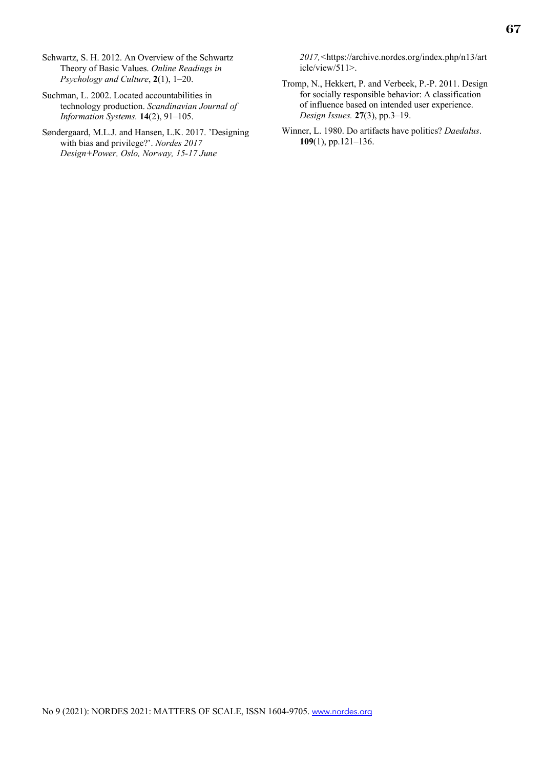Schwartz, S. H. 2012. An Overview of the Schwartz Theory of Basic Values. *Online Readings in Psychology and Culture*, **2**(1), 1–20.

Suchman, L. 2002. Located accountabilities in technology production. *Scandinavian Journal of Information Systems.* **14**(2), 91–105.

Søndergaard, M.L.J. and Hansen, L.K. 2017. 'Designing with bias and privilege?'. *Nordes 2017 Design+Power, Oslo, Norway, 15-17 June 2017,*<https://archive.nordes.org/index.php/n13/article/view/511>.

Tromp, N., Hekkert, P. and Verbeek, P.-P. 2011. Design for socially responsible behavior: A classification of influence based on intended user experience. *Design Issues.* **27**(3), pp.3–19.

Winner, L. 1980. Do artifacts have politics? *Daedalus*. **109**(1), pp.121–136.